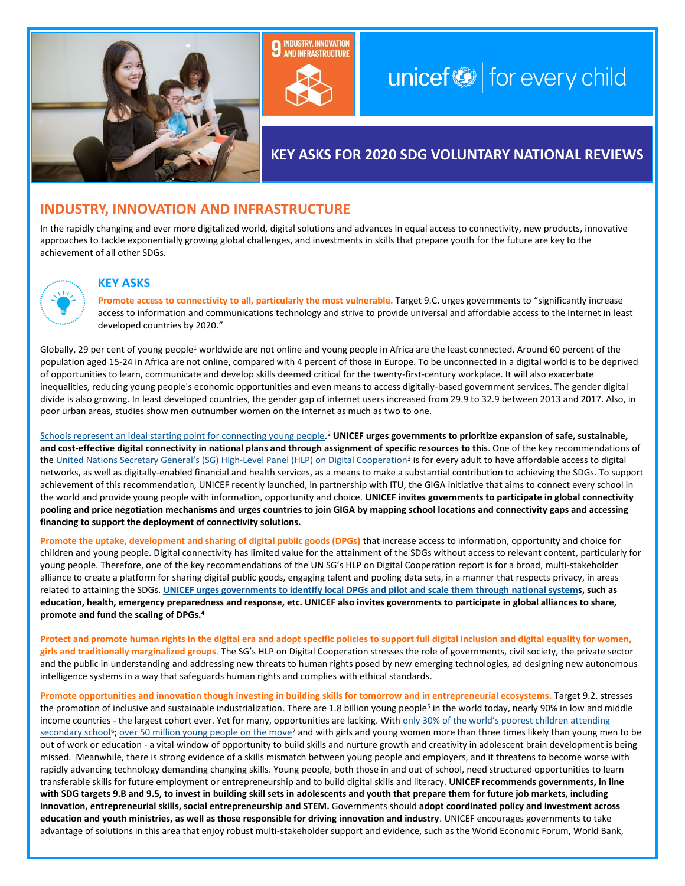9 INDUSTRY, INNOVATION AND INFRASTRUCTURE

unicef for every child

# KEY ASKS FOR 2020 SDG VOLUNTARY NATIONAL REVIEWS

## INDUSTRY, INNOVATION AND INFRASTRUCTURE

In the rapidly changing and ever more digitalized world, digital solutions and advances in equal access to connectivity, new products, innovative approaches to tackle exponentially growing global challenges, and investments in skills that prepare youth for the future are key to the achievement of all other SDGs.

### KEY ASKS

**Promote access to connectivity to all, particularly the most vulnerable.** Target 9.C. urges governments to "significantly increase access to information and communications technology and strive to provide universal and affordable access to the Internet in least developed countries by 2020."

Globally, 29 per cent of young people[1] worldwide are not online and young people in Africa are the least connected. Around 60 percent of the population aged 15-24 in Africa are not online, compared with 4 percent of those in Europe. To be unconnected in a digital world is to be deprived of opportunities to learn, communicate and develop skills deemed critical for the twenty-first-century workplace. It will also exacerbate inequalities, reducing young people's economic opportunities and even means to access digitally-based government services. The gender digital divide is also growing. In least developed countries, the gender gap of internet users increased from 29.9 to 32.9 between 2013 and 2017. Also, in poor urban areas, studies show men outnumber women on the internet as much as two to one.

Schools represent an ideal starting point for connecting young people.[2] **UNICEF urges governments to prioritize expansion of safe, sustainable, and cost-effective digital connectivity in national plans and through assignment of specific resources to this**. One of the key recommendations of the United Nations Secretary General's (SG) High-Level Panel (HLP) on Digital Cooperation[3] is for every adult to have affordable access to digital networks, as well as digitally-enabled financial and health services, as a means to make a substantial contribution to achieving the SDGs. To support achievement of this recommendation, UNICEF recently launched, in partnership with ITU, the GIGA initiative that aims to connect every school in the world and provide young people with information, opportunity and choice. **UNICEF invites governments to participate in global connectivity pooling and price negotiation mechanisms and urges countries to join GIGA by mapping school locations and connectivity gaps and accessing financing to support the deployment of connectivity solutions.**

**Promote the uptake, development and sharing of digital public goods (DPGs)** that increase access to information, opportunity and choice for children and young people. Digital connectivity has limited value for the attainment of the SDGs without access to relevant content, particularly for young people. Therefore, one of the key recommendations of the UN SG's HLP on Digital Cooperation report is for a broad, multi-stakeholder alliance to create a platform for sharing digital public goods, engaging talent and pooling data sets, in a manner that respects privacy, in areas related to attaining the SDGs. **UNICEF urges governments to identify local DPGs and pilot and scale them through national systems, such as education, health, emergency preparedness and response, etc. UNICEF also invites governments to participate in global alliances to share, promote and fund the scaling of DPGs.**[4]

**Protect and promote human rights in the digital era and adopt specific policies to support full digital inclusion and digital equality for women, girls and traditionally marginalized groups**. The SG's HLP on Digital Cooperation stresses the role of governments, civil society, the private sector and the public in understanding and addressing new threats to human rights posed by new emerging technologies, ad designing new autonomous intelligence systems in a way that safeguards human rights and complies with ethical standards.

**Promote opportunities and innovation though investing in building skills for tomorrow and in entrepreneurial ecosystems.** Target 9.2. stresses the promotion of inclusive and sustainable industrialization. There are 1.8 billion young people[5] in the world today, nearly 90% in low and middle income countries - the largest cohort ever. Yet for many, opportunities are lacking. With only 30% of the world's poorest children attending secondary school[6]; over 50 million young people on the move[7] and with girls and young women more than three times likely than young men to be out of work or education - a vital window of opportunity to build skills and nurture growth and creativity in adolescent brain development is being missed. Meanwhile, there is strong evidence of a skills mismatch between young people and employers, and it threatens to become worse with rapidly advancing technology demanding changing skills. Young people, both those in and out of school, need structured opportunities to learn transferable skills for future employment or entrepreneurship and to build digital skills and literacy. **UNICEF recommends governments, in line with SDG targets 9.B and 9.5, to invest in building skill sets in adolescents and youth that prepare them for future job markets, including innovation, entrepreneurial skills, social entrepreneurship and STEM.** Governments should **adopt coordinated policy and investment across education and youth ministries, as well as those responsible for driving innovation and industry**. UNICEF encourages governments to take advantage of solutions in this area that enjoy robust multi-stakeholder support and evidence, such as the World Economic Forum, World Bank,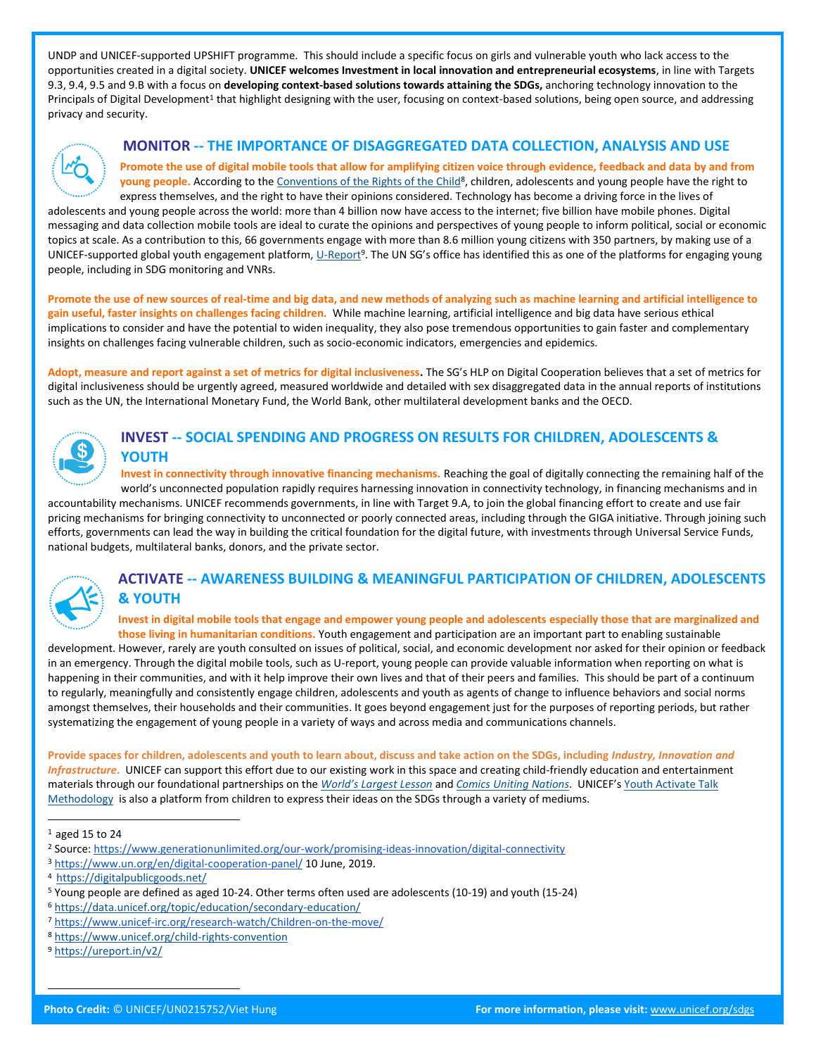UNDP and UNICEF-supported UPSHIFT programme. This should include a specific focus on girls and vulnerable youth who lack access to the opportunities created in a digital society. **UNICEF welcomes Investment in local innovation and entrepreneurial ecosystems**, in line with Targets 9.3, 9.4, 9.5 and 9.B with a focus on **developing context-based solutions towards attaining the SDGs,** anchoring technology innovation to the Principals of Digital Development[1] that highlight designing with the user, focusing on context-based solutions, being open source, and addressing privacy and security.

## MONITOR -- THE IMPORTANCE OF DISAGGREGATED DATA COLLECTION, ANALYSIS AND USE

**Promote the use of digital mobile tools that allow for amplifying citizen voice through evidence, feedback and data by and from young people.** According to the Conventions of the Rights of the Child[8], children, adolescents and young people have the right to express themselves, and the right to have their opinions considered. Technology has become a driving force in the lives of adolescents and young people across the world: more than 4 billion now have access to the internet; five billion have mobile phones. Digital messaging and data collection mobile tools are ideal to curate the opinions and perspectives of young people to inform political, social or economic topics at scale. As a contribution to this, 66 governments engage with more than 8.6 million young citizens with 350 partners, by making use of a UNICEF-supported global youth engagement platform, U-Report[9]. The UN SG's office has identified this as one of the platforms for engaging young people, including in SDG monitoring and VNRs.

**Promote the use of new sources of real-time and big data, and new methods of analyzing such as machine learning and artificial intelligence to gain useful, faster insights on challenges facing children.** While machine learning, artificial intelligence and big data have serious ethical implications to consider and have the potential to widen inequality, they also pose tremendous opportunities to gain faster and complementary insights on challenges facing vulnerable children, such as socio-economic indicators, emergencies and epidemics.

**Adopt, measure and report against a set of metrics for digital inclusiveness.** The SG's HLP on Digital Cooperation believes that a set of metrics for digital inclusiveness should be urgently agreed, measured worldwide and detailed with sex disaggregated data in the annual reports of institutions such as the UN, the International Monetary Fund, the World Bank, other multilateral development banks and the OECD.

## INVEST -- SOCIAL SPENDING AND PROGRESS ON RESULTS FOR CHILDREN, ADOLESCENTS & YOUTH

**Invest in connectivity through innovative financing mechanisms.** Reaching the goal of digitally connecting the remaining half of the world's unconnected population rapidly requires harnessing innovation in connectivity technology, in financing mechanisms and in accountability mechanisms. UNICEF recommends governments, in line with Target 9.A, to join the global financing effort to create and use fair pricing mechanisms for bringing connectivity to unconnected or poorly connected areas, including through the GIGA initiative. Through joining such efforts, governments can lead the way in building the critical foundation for the digital future, with investments through Universal Service Funds, national budgets, multilateral banks, donors, and the private sector.

## ACTIVATE -- AWARENESS BUILDING & MEANINGFUL PARTICIPATION OF CHILDREN, ADOLESCENTS & YOUTH

**Invest in digital mobile tools that engage and empower young people and adolescents especially those that are marginalized and those living in humanitarian conditions.** Youth engagement and participation are an important part to enabling sustainable development. However, rarely are youth consulted on issues of political, social, and economic development nor asked for their opinion or feedback in an emergency. Through the digital mobile tools, such as U-report, young people can provide valuable information when reporting on what is happening in their communities, and with it help improve their own lives and that of their peers and families. This should be part of a continuum to regularly, meaningfully and consistently engage children, adolescents and youth as agents of change to influence behaviors and social norms amongst themselves, their households and their communities. It goes beyond engagement just for the purposes of reporting periods, but rather systematizing the engagement of young people in a variety of ways and across media and communications channels.

**Provide spaces for children, adolescents and youth to learn about, discuss and take action on the SDGs, including *Industry, Innovation and Infrastructure*.** UNICEF can support this effort due to our existing work in this space and creating child-friendly education and entertainment materials through our foundational partnerships on the *World's Largest Lesson* and *Comics Uniting Nations*. UNICEF's Youth Activate Talk Methodology is also a platform from children to express their ideas on the SDGs through a variety of mediums.

---

[1] aged 15 to 24
[2] Source: https://www.generationunlimited.org/our-work/promising-ideas-innovation/digital-connectivity
[3] https://www.un.org/en/digital-cooperation-panel/ 10 June, 2019.
[4] https://digitalpublicgoods.net/
[5] Young people are defined as aged 10-24. Other terms often used are adolescents (10-19) and youth (15-24)
[6] https://data.unicef.org/topic/education/secondary-education/
[7] https://www.unicef-irc.org/research-watch/Children-on-the-move/
[8] https://www.unicef.org/child-rights-convention
[9] https://ureport.in/v2/

**Photo Credit:** © UNICEF/UN0215752/Viet Hung

**For more information, please visit:** www.unicef.org/sdgs